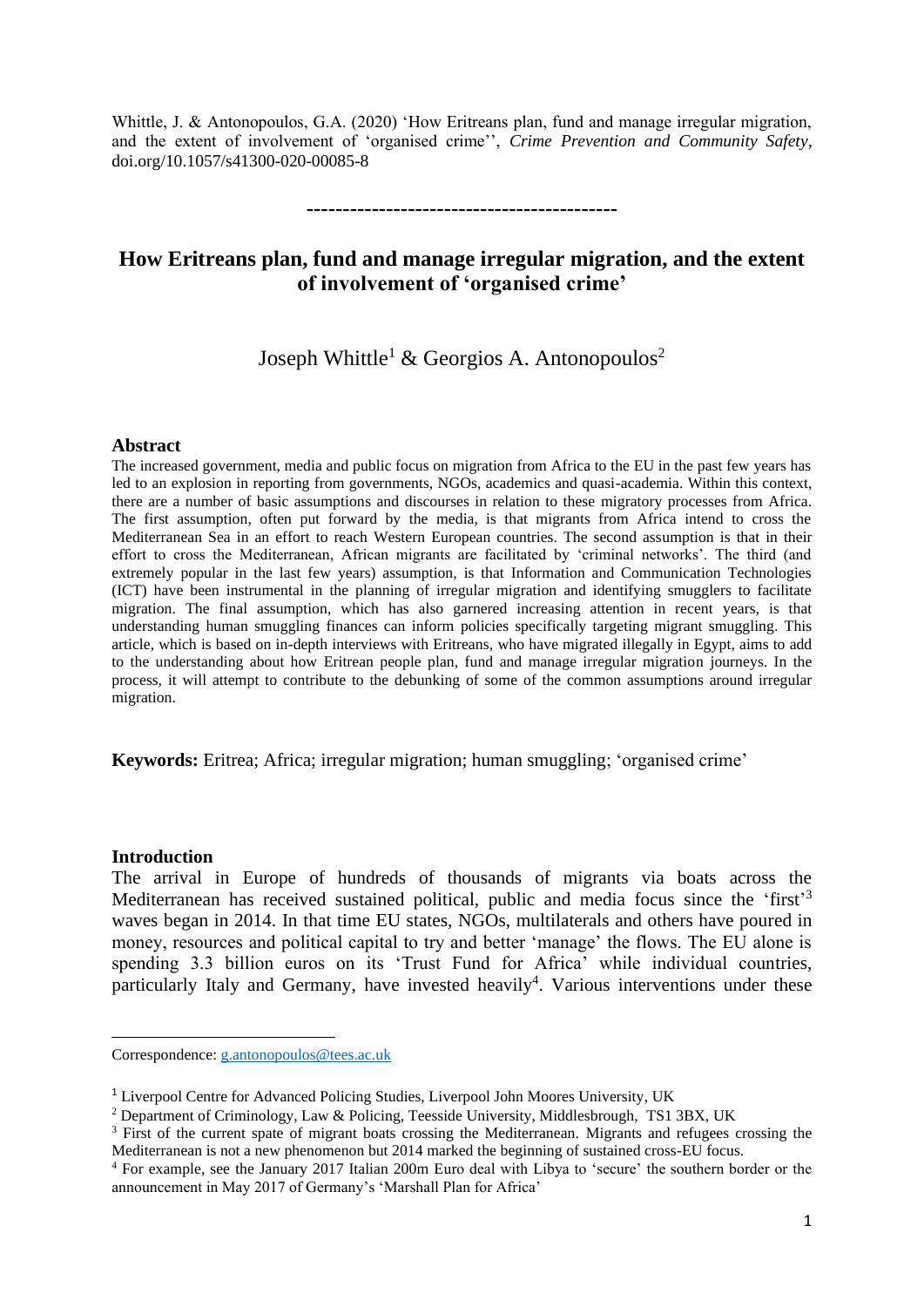Whittle, J. & Antonopoulos, G.A. (2020) 'How Eritreans plan, fund and manage irregular migration, and the extent of involvement of 'organised crime'', *Crime Prevention and Community Safety*, doi.org/10.1057/s41300-020-00085-8

---

# How Eritreans plan, fund and manage irregular migration, and the extent of involvement of 'organised crime'

Joseph Whittle[1] & Georgios A. Antonopoulos[2]

## Abstract

The increased government, media and public focus on migration from Africa to the EU in the past few years has led to an explosion in reporting from governments, NGOs, academics and quasi-academia. Within this context, there are a number of basic assumptions and discourses in relation to these migratory processes from Africa. The first assumption, often put forward by the media, is that migrants from Africa intend to cross the Mediterranean Sea in an effort to reach Western European countries. The second assumption is that in their effort to cross the Mediterranean, African migrants are facilitated by 'criminal networks'. The third (and extremely popular in the last few years) assumption, is that Information and Communication Technologies (ICT) have been instrumental in the planning of irregular migration and identifying smugglers to facilitate migration. The final assumption, which has also garnered increasing attention in recent years, is that understanding human smuggling finances can inform policies specifically targeting migrant smuggling. This article, which is based on in-depth interviews with Eritreans, who have migrated illegally in Egypt, aims to add to the understanding about how Eritrean people plan, fund and manage irregular migration journeys. In the process, it will attempt to contribute to the debunking of some of the common assumptions around irregular migration.

**Keywords:** Eritrea; Africa; irregular migration; human smuggling; 'organised crime'

## Introduction

The arrival in Europe of hundreds of thousands of migrants via boats across the Mediterranean has received sustained political, public and media focus since the 'first'[3] waves began in 2014. In that time EU states, NGOs, multilaterals and others have poured in money, resources and political capital to try and better 'manage' the flows. The EU alone is spending 3.3 billion euros on its 'Trust Fund for Africa' while individual countries, particularly Italy and Germany, have invested heavily[4]. Various interventions under these

---

Correspondence: g.antonopoulos@tees.ac.uk

[1] Liverpool Centre for Advanced Policing Studies, Liverpool John Moores University, UK

[2] Department of Criminology, Law & Policing, Teesside University, Middlesbrough, TS1 3BX, UK

[3] First of the current spate of migrant boats crossing the Mediterranean. Migrants and refugees crossing the Mediterranean is not a new phenomenon but 2014 marked the beginning of sustained cross-EU focus.

[4] For example, see the January 2017 Italian 200m Euro deal with Libya to 'secure' the southern border or the announcement in May 2017 of Germany's 'Marshall Plan for Africa'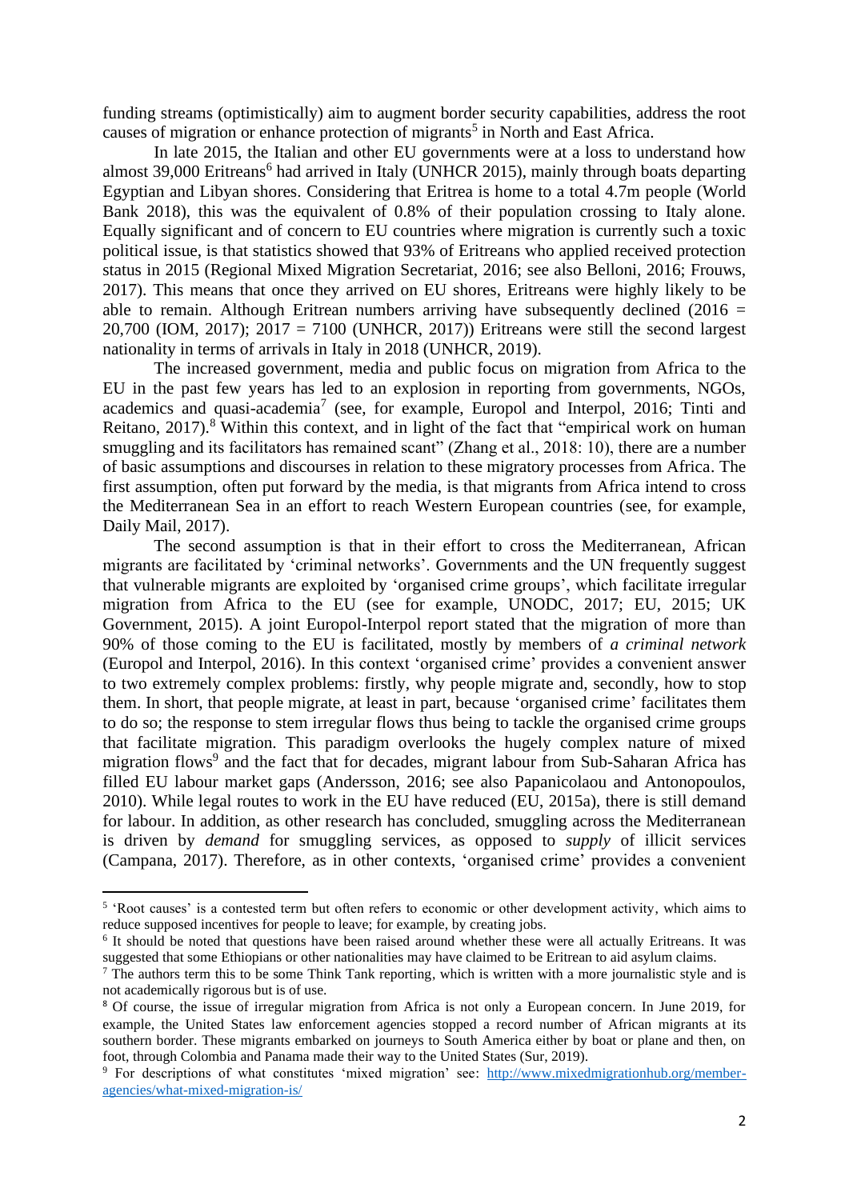funding streams (optimistically) aim to augment border security capabilities, address the root causes of migration or enhance protection of migrants[5] in North and East Africa.

In late 2015, the Italian and other EU governments were at a loss to understand how almost 39,000 Eritreans[6] had arrived in Italy (UNHCR 2015), mainly through boats departing Egyptian and Libyan shores. Considering that Eritrea is home to a total 4.7m people (World Bank 2018), this was the equivalent of 0.8% of their population crossing to Italy alone. Equally significant and of concern to EU countries where migration is currently such a toxic political issue, is that statistics showed that 93% of Eritreans who applied received protection status in 2015 (Regional Mixed Migration Secretariat, 2016; see also Belloni, 2016; Frouws, 2017). This means that once they arrived on EU shores, Eritreans were highly likely to be able to remain. Although Eritrean numbers arriving have subsequently declined (2016 = 20,700 (IOM, 2017); 2017 = 7100 (UNHCR, 2017)) Eritreans were still the second largest nationality in terms of arrivals in Italy in 2018 (UNHCR, 2019).

The increased government, media and public focus on migration from Africa to the EU in the past few years has led to an explosion in reporting from governments, NGOs, academics and quasi-academia[7] (see, for example, Europol and Interpol, 2016; Tinti and Reitano, 2017).[8] Within this context, and in light of the fact that "empirical work on human smuggling and its facilitators has remained scant" (Zhang et al., 2018: 10), there are a number of basic assumptions and discourses in relation to these migratory processes from Africa. The first assumption, often put forward by the media, is that migrants from Africa intend to cross the Mediterranean Sea in an effort to reach Western European countries (see, for example, Daily Mail, 2017).

The second assumption is that in their effort to cross the Mediterranean, African migrants are facilitated by 'criminal networks'. Governments and the UN frequently suggest that vulnerable migrants are exploited by 'organised crime groups', which facilitate irregular migration from Africa to the EU (see for example, UNODC, 2017; EU, 2015; UK Government, 2015). A joint Europol-Interpol report stated that the migration of more than 90% of those coming to the EU is facilitated, mostly by members of *a criminal network* (Europol and Interpol, 2016). In this context 'organised crime' provides a convenient answer to two extremely complex problems: firstly, why people migrate and, secondly, how to stop them. In short, that people migrate, at least in part, because 'organised crime' facilitates them to do so; the response to stem irregular flows thus being to tackle the organised crime groups that facilitate migration. This paradigm overlooks the hugely complex nature of mixed migration flows[9] and the fact that for decades, migrant labour from Sub-Saharan Africa has filled EU labour market gaps (Andersson, 2016; see also Papanicolaou and Antonopoulos, 2010). While legal routes to work in the EU have reduced (EU, 2015a), there is still demand for labour. In addition, as other research has concluded, smuggling across the Mediterranean is driven by *demand* for smuggling services, as opposed to *supply* of illicit services (Campana, 2017). Therefore, as in other contexts, 'organised crime' provides a convenient

---

[5] 'Root causes' is a contested term but often refers to economic or other development activity, which aims to reduce supposed incentives for people to leave; for example, by creating jobs.

[6] It should be noted that questions have been raised around whether these were all actually Eritreans. It was suggested that some Ethiopians or other nationalities may have claimed to be Eritrean to aid asylum claims.

[7] The authors term this to be some Think Tank reporting, which is written with a more journalistic style and is not academically rigorous but is of use.

[8] Of course, the issue of irregular migration from Africa is not only a European concern. In June 2019, for example, the United States law enforcement agencies stopped a record number of African migrants at its southern border. These migrants embarked on journeys to South America either by boat or plane and then, on foot, through Colombia and Panama made their way to the United States (Sur, 2019).

[9] For descriptions of what constitutes 'mixed migration' see: http://www.mixedmigrationhub.org/member-agencies/what-mixed-migration-is/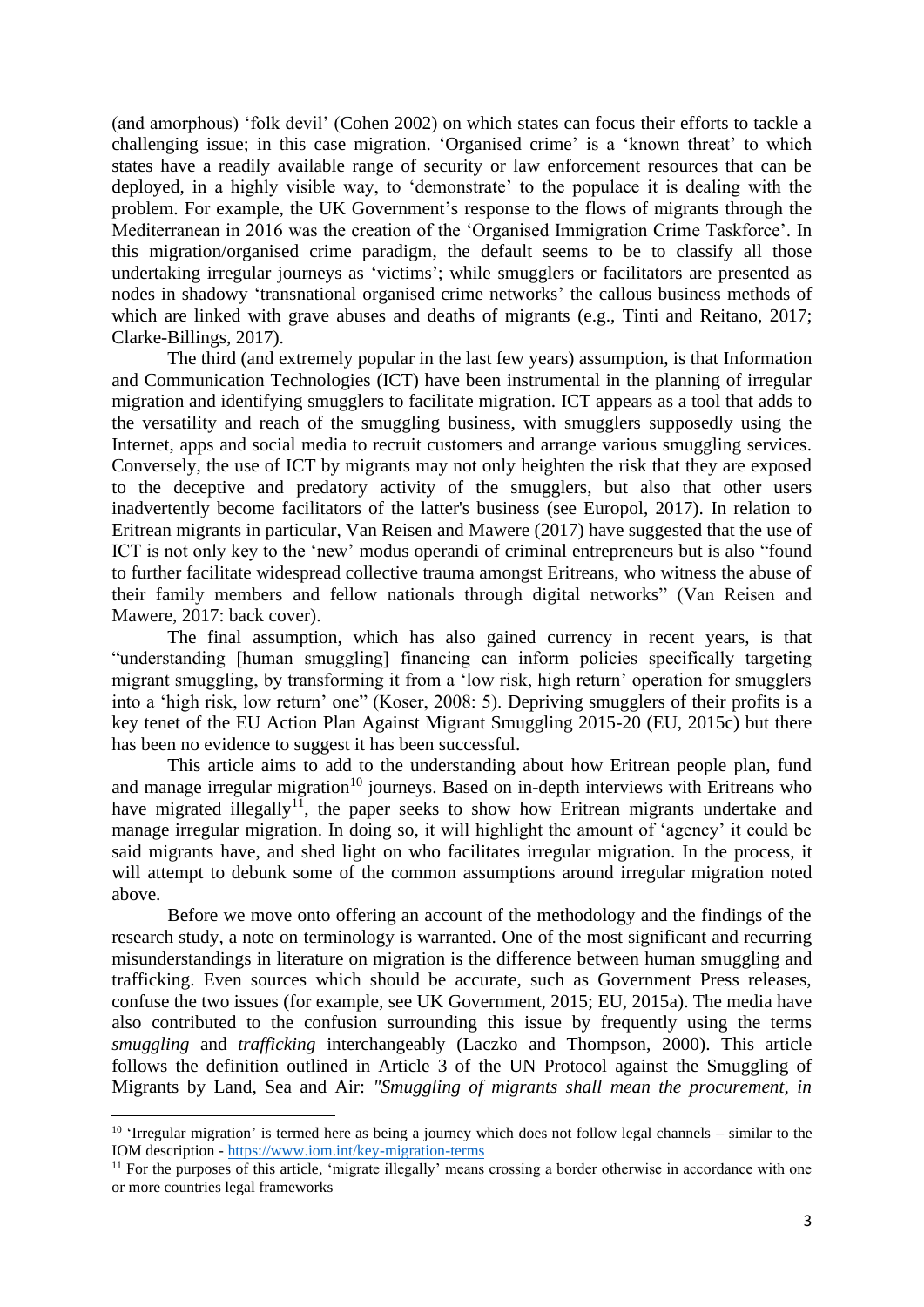(and amorphous) 'folk devil' (Cohen 2002) on which states can focus their efforts to tackle a challenging issue; in this case migration. 'Organised crime' is a 'known threat' to which states have a readily available range of security or law enforcement resources that can be deployed, in a highly visible way, to 'demonstrate' to the populace it is dealing with the problem. For example, the UK Government's response to the flows of migrants through the Mediterranean in 2016 was the creation of the 'Organised Immigration Crime Taskforce'. In this migration/organised crime paradigm, the default seems to be to classify all those undertaking irregular journeys as 'victims'; while smugglers or facilitators are presented as nodes in shadowy 'transnational organised crime networks' the callous business methods of which are linked with grave abuses and deaths of migrants (e.g., Tinti and Reitano, 2017; Clarke-Billings, 2017).

The third (and extremely popular in the last few years) assumption, is that Information and Communication Technologies (ICT) have been instrumental in the planning of irregular migration and identifying smugglers to facilitate migration. ICT appears as a tool that adds to the versatility and reach of the smuggling business, with smugglers supposedly using the Internet, apps and social media to recruit customers and arrange various smuggling services. Conversely, the use of ICT by migrants may not only heighten the risk that they are exposed to the deceptive and predatory activity of the smugglers, but also that other users inadvertently become facilitators of the latter's business (see Europol, 2017). In relation to Eritrean migrants in particular, Van Reisen and Mawere (2017) have suggested that the use of ICT is not only key to the 'new' modus operandi of criminal entrepreneurs but is also "found to further facilitate widespread collective trauma amongst Eritreans, who witness the abuse of their family members and fellow nationals through digital networks" (Van Reisen and Mawere, 2017: back cover).

The final assumption, which has also gained currency in recent years, is that "understanding [human smuggling] financing can inform policies specifically targeting migrant smuggling, by transforming it from a 'low risk, high return' operation for smugglers into a 'high risk, low return' one" (Koser, 2008: 5). Depriving smugglers of their profits is a key tenet of the EU Action Plan Against Migrant Smuggling 2015-20 (EU, 2015c) but there has been no evidence to suggest it has been successful.

This article aims to add to the understanding about how Eritrean people plan, fund and manage irregular migration[10] journeys. Based on in-depth interviews with Eritreans who have migrated illegally[11], the paper seeks to show how Eritrean migrants undertake and manage irregular migration. In doing so, it will highlight the amount of 'agency' it could be said migrants have, and shed light on who facilitates irregular migration. In the process, it will attempt to debunk some of the common assumptions around irregular migration noted above.

Before we move onto offering an account of the methodology and the findings of the research study, a note on terminology is warranted. One of the most significant and recurring misunderstandings in literature on migration is the difference between human smuggling and trafficking. Even sources which should be accurate, such as Government Press releases, confuse the two issues (for example, see UK Government, 2015; EU, 2015a). The media have also contributed to the confusion surrounding this issue by frequently using the terms *smuggling* and *trafficking* interchangeably (Laczko and Thompson, 2000). This article follows the definition outlined in Article 3 of the UN Protocol against the Smuggling of Migrants by Land, Sea and Air: *"Smuggling of migrants shall mean the procurement, in*

---

[10] 'Irregular migration' is termed here as being a journey which does not follow legal channels – similar to the IOM description - https://www.iom.int/key-migration-terms

[11] For the purposes of this article, 'migrate illegally' means crossing a border otherwise in accordance with one or more countries legal frameworks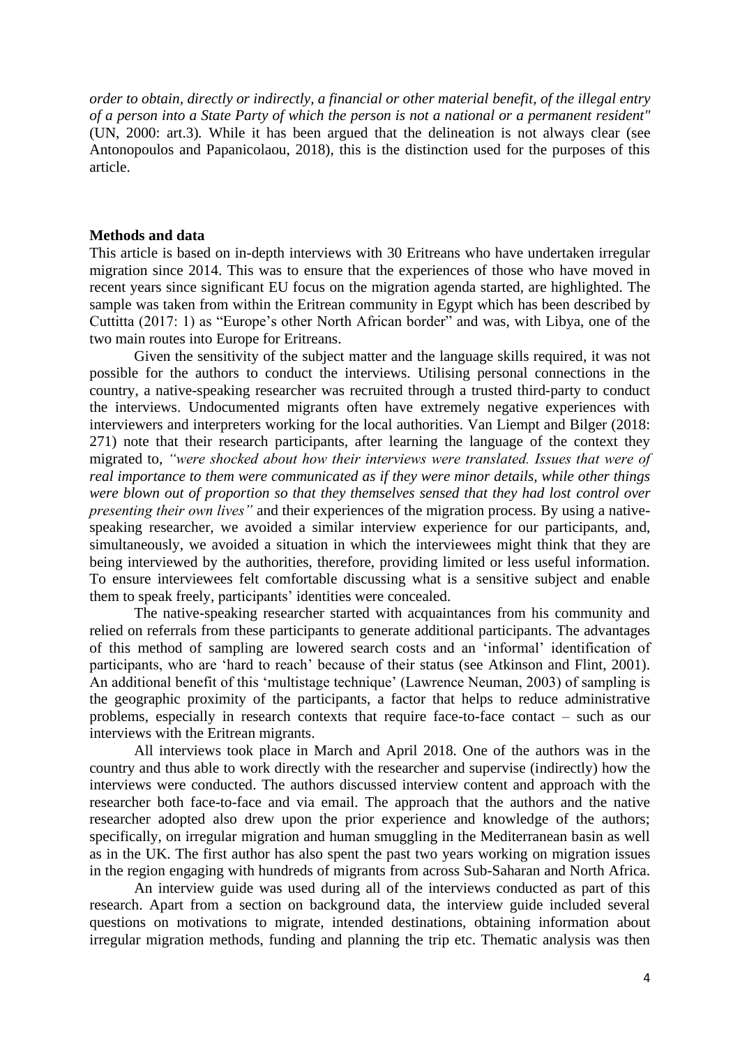*order to obtain, directly or indirectly, a financial or other material benefit, of the illegal entry of a person into a State Party of which the person is not a national or a permanent resident"* (UN, 2000: art.3). While it has been argued that the delineation is not always clear (see Antonopoulos and Papanicolaou, 2018), this is the distinction used for the purposes of this article.

**Methods and data**

This article is based on in-depth interviews with 30 Eritreans who have undertaken irregular migration since 2014. This was to ensure that the experiences of those who have moved in recent years since significant EU focus on the migration agenda started, are highlighted. The sample was taken from within the Eritrean community in Egypt which has been described by Cuttitta (2017: 1) as "Europe's other North African border" and was, with Libya, one of the two main routes into Europe for Eritreans.

Given the sensitivity of the subject matter and the language skills required, it was not possible for the authors to conduct the interviews. Utilising personal connections in the country, a native-speaking researcher was recruited through a trusted third-party to conduct the interviews. Undocumented migrants often have extremely negative experiences with interviewers and interpreters working for the local authorities. Van Liempt and Bilger (2018: 271) note that their research participants, after learning the language of the context they migrated to, *"were shocked about how their interviews were translated. Issues that were of real importance to them were communicated as if they were minor details, while other things were blown out of proportion so that they themselves sensed that they had lost control over presenting their own lives"* and their experiences of the migration process. By using a native-speaking researcher, we avoided a similar interview experience for our participants, and, simultaneously, we avoided a situation in which the interviewees might think that they are being interviewed by the authorities, therefore, providing limited or less useful information. To ensure interviewees felt comfortable discussing what is a sensitive subject and enable them to speak freely, participants' identities were concealed.

The native-speaking researcher started with acquaintances from his community and relied on referrals from these participants to generate additional participants. The advantages of this method of sampling are lowered search costs and an 'informal' identification of participants, who are 'hard to reach' because of their status (see Atkinson and Flint, 2001). An additional benefit of this 'multistage technique' (Lawrence Neuman, 2003) of sampling is the geographic proximity of the participants, a factor that helps to reduce administrative problems, especially in research contexts that require face-to-face contact – such as our interviews with the Eritrean migrants.

All interviews took place in March and April 2018. One of the authors was in the country and thus able to work directly with the researcher and supervise (indirectly) how the interviews were conducted. The authors discussed interview content and approach with the researcher both face-to-face and via email. The approach that the authors and the native researcher adopted also drew upon the prior experience and knowledge of the authors; specifically, on irregular migration and human smuggling in the Mediterranean basin as well as in the UK. The first author has also spent the past two years working on migration issues in the region engaging with hundreds of migrants from across Sub-Saharan and North Africa.

An interview guide was used during all of the interviews conducted as part of this research. Apart from a section on background data, the interview guide included several questions on motivations to migrate, intended destinations, obtaining information about irregular migration methods, funding and planning the trip etc. Thematic analysis was then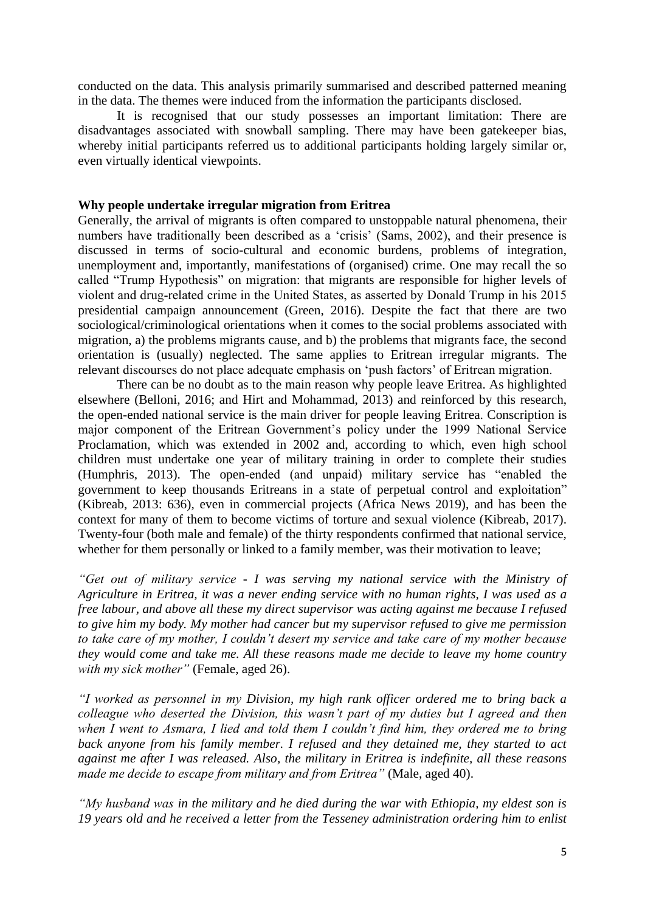conducted on the data. This analysis primarily summarised and described patterned meaning in the data. The themes were induced from the information the participants disclosed.

It is recognised that our study possesses an important limitation: There are disadvantages associated with snowball sampling. There may have been gatekeeper bias, whereby initial participants referred us to additional participants holding largely similar or, even virtually identical viewpoints.

**Why people undertake irregular migration from Eritrea**

Generally, the arrival of migrants is often compared to unstoppable natural phenomena, their numbers have traditionally been described as a 'crisis' (Sams, 2002), and their presence is discussed in terms of socio-cultural and economic burdens, problems of integration, unemployment and, importantly, manifestations of (organised) crime. One may recall the so called "Trump Hypothesis" on migration: that migrants are responsible for higher levels of violent and drug-related crime in the United States, as asserted by Donald Trump in his 2015 presidential campaign announcement (Green, 2016). Despite the fact that there are two sociological/criminological orientations when it comes to the social problems associated with migration, a) the problems migrants cause, and b) the problems that migrants face, the second orientation is (usually) neglected. The same applies to Eritrean irregular migrants. The relevant discourses do not place adequate emphasis on 'push factors' of Eritrean migration.

There can be no doubt as to the main reason why people leave Eritrea. As highlighted elsewhere (Belloni, 2016; and Hirt and Mohammad, 2013) and reinforced by this research, the open-ended national service is the main driver for people leaving Eritrea. Conscription is major component of the Eritrean Government's policy under the 1999 National Service Proclamation, which was extended in 2002 and, according to which, even high school children must undertake one year of military training in order to complete their studies (Humphris, 2013). The open-ended (and unpaid) military service has "enabled the government to keep thousands Eritreans in a state of perpetual control and exploitation" (Kibreab, 2013: 636), even in commercial projects (Africa News 2019), and has been the context for many of them to become victims of torture and sexual violence (Kibreab, 2017). Twenty-four (both male and female) of the thirty respondents confirmed that national service, whether for them personally or linked to a family member, was their motivation to leave;

*"Get out of military service - I was serving my national service with the Ministry of Agriculture in Eritrea, it was a never ending service with no human rights, I was used as a free labour, and above all these my direct supervisor was acting against me because I refused to give him my body. My mother had cancer but my supervisor refused to give me permission to take care of my mother, I couldn't desert my service and take care of my mother because they would come and take me. All these reasons made me decide to leave my home country with my sick mother"* (Female, aged 26).

*"I worked as personnel in my Division, my high rank officer ordered me to bring back a colleague who deserted the Division, this wasn't part of my duties but I agreed and then when I went to Asmara, I lied and told them I couldn't find him, they ordered me to bring back anyone from his family member. I refused and they detained me, they started to act against me after I was released. Also, the military in Eritrea is indefinite, all these reasons made me decide to escape from military and from Eritrea"* (Male, aged 40).

*"My husband was in the military and he died during the war with Ethiopia, my eldest son is 19 years old and he received a letter from the Tesseney administration ordering him to enlist*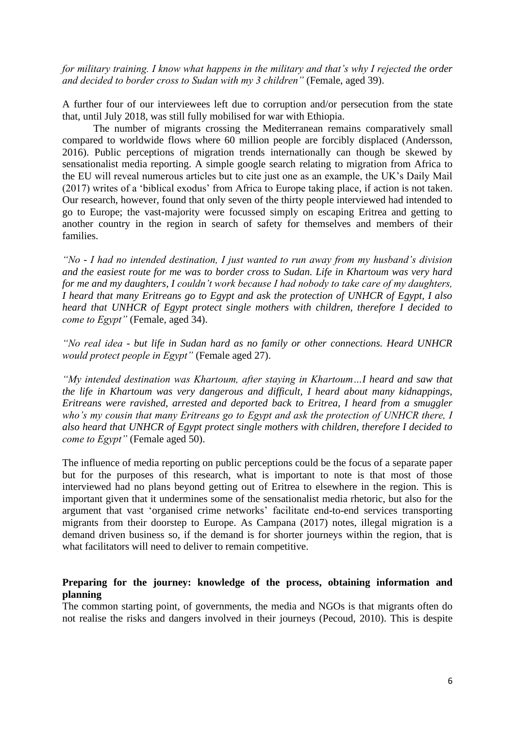*for military training. I know what happens in the military and that's why I rejected the order and decided to border cross to Sudan with my 3 children"* (Female, aged 39).

A further four of our interviewees left due to corruption and/or persecution from the state that, until July 2018, was still fully mobilised for war with Ethiopia.

The number of migrants crossing the Mediterranean remains comparatively small compared to worldwide flows where 60 million people are forcibly displaced (Andersson, 2016). Public perceptions of migration trends internationally can though be skewed by sensationalist media reporting. A simple google search relating to migration from Africa to the EU will reveal numerous articles but to cite just one as an example, the UK's Daily Mail (2017) writes of a 'biblical exodus' from Africa to Europe taking place, if action is not taken. Our research, however, found that only seven of the thirty people interviewed had intended to go to Europe; the vast-majority were focussed simply on escaping Eritrea and getting to another country in the region in search of safety for themselves and members of their families.

*"No - I had no intended destination, I just wanted to run away from my husband's division and the easiest route for me was to border cross to Sudan. Life in Khartoum was very hard for me and my daughters, I couldn't work because I had nobody to take care of my daughters, I heard that many Eritreans go to Egypt and ask the protection of UNHCR of Egypt, I also heard that UNHCR of Egypt protect single mothers with children, therefore I decided to come to Egypt"* (Female, aged 34).

*"No real idea - but life in Sudan hard as no family or other connections. Heard UNHCR would protect people in Egypt"* (Female aged 27).

*"My intended destination was Khartoum, after staying in Khartoum…I heard and saw that the life in Khartoum was very dangerous and difficult, I heard about many kidnappings, Eritreans were ravished, arrested and deported back to Eritrea, I heard from a smuggler who's my cousin that many Eritreans go to Egypt and ask the protection of UNHCR there, I also heard that UNHCR of Egypt protect single mothers with children, therefore I decided to come to Egypt"* (Female aged 50).

The influence of media reporting on public perceptions could be the focus of a separate paper but for the purposes of this research, what is important to note is that most of those interviewed had no plans beyond getting out of Eritrea to elsewhere in the region. This is important given that it undermines some of the sensationalist media rhetoric, but also for the argument that vast 'organised crime networks' facilitate end-to-end services transporting migrants from their doorstep to Europe. As Campana (2017) notes, illegal migration is a demand driven business so, if the demand is for shorter journeys within the region, that is what facilitators will need to deliver to remain competitive.

**Preparing for the journey: knowledge of the process, obtaining information and planning**

The common starting point, of governments, the media and NGOs is that migrants often do not realise the risks and dangers involved in their journeys (Pecoud, 2010). This is despite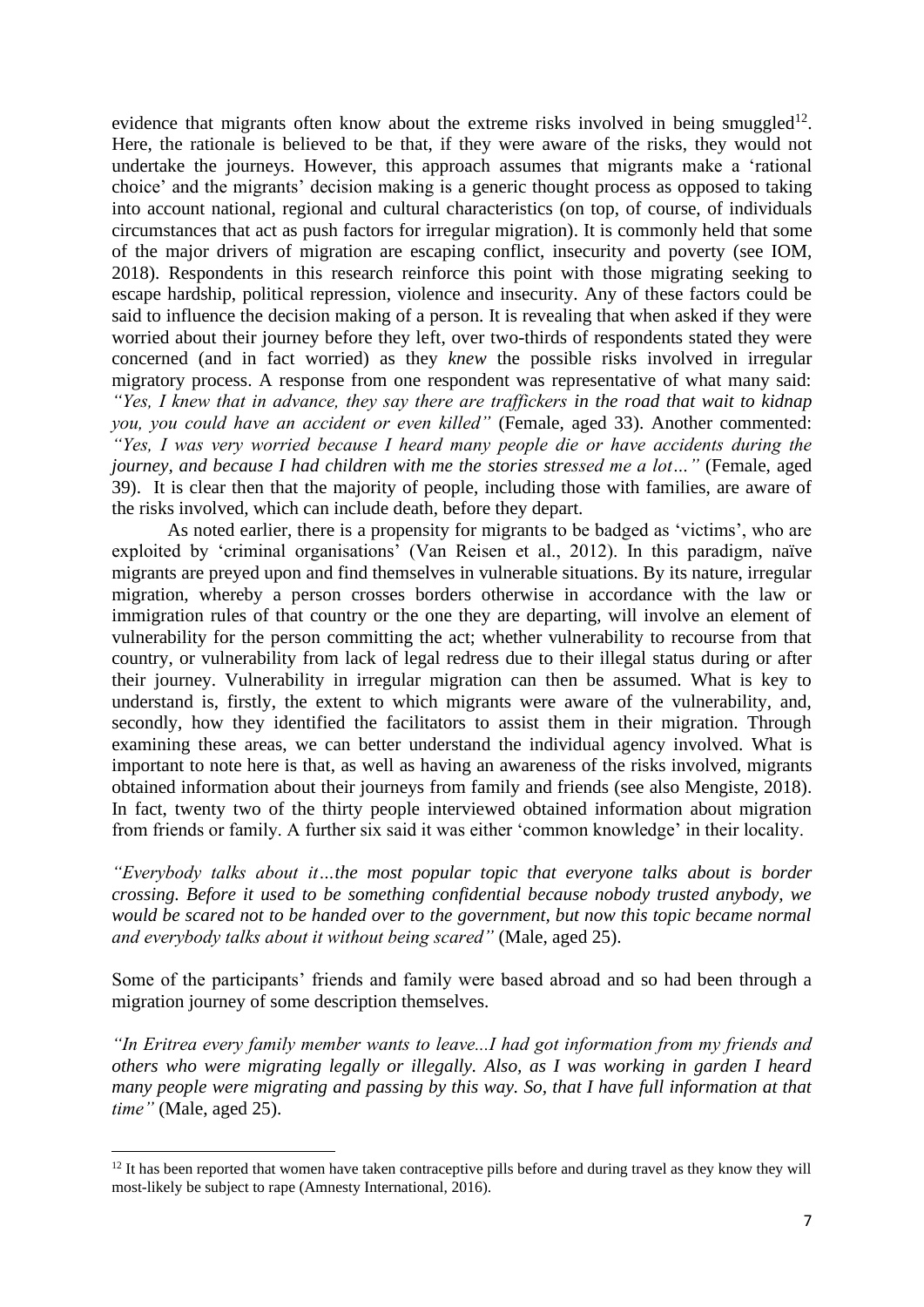evidence that migrants often know about the extreme risks involved in being smuggled[12]. Here, the rationale is believed to be that, if they were aware of the risks, they would not undertake the journeys. However, this approach assumes that migrants make a 'rational choice' and the migrants' decision making is a generic thought process as opposed to taking into account national, regional and cultural characteristics (on top, of course, of individuals circumstances that act as push factors for irregular migration). It is commonly held that some of the major drivers of migration are escaping conflict, insecurity and poverty (see IOM, 2018). Respondents in this research reinforce this point with those migrating seeking to escape hardship, political repression, violence and insecurity. Any of these factors could be said to influence the decision making of a person. It is revealing that when asked if they were worried about their journey before they left, over two-thirds of respondents stated they were concerned (and in fact worried) as they *knew* the possible risks involved in irregular migratory process. A response from one respondent was representative of what many said: *"Yes, I knew that in advance, they say there are traffickers in the road that wait to kidnap you, you could have an accident or even killed"* (Female, aged 33). Another commented: *"Yes, I was very worried because I heard many people die or have accidents during the journey, and because I had children with me the stories stressed me a lot…"* (Female, aged 39). It is clear then that the majority of people, including those with families, are aware of the risks involved, which can include death, before they depart.

As noted earlier, there is a propensity for migrants to be badged as 'victims', who are exploited by 'criminal organisations' (Van Reisen et al., 2012). In this paradigm, naïve migrants are preyed upon and find themselves in vulnerable situations. By its nature, irregular migration, whereby a person crosses borders otherwise in accordance with the law or immigration rules of that country or the one they are departing, will involve an element of vulnerability for the person committing the act; whether vulnerability to recourse from that country, or vulnerability from lack of legal redress due to their illegal status during or after their journey. Vulnerability in irregular migration can then be assumed. What is key to understand is, firstly, the extent to which migrants were aware of the vulnerability, and, secondly, how they identified the facilitators to assist them in their migration. Through examining these areas, we can better understand the individual agency involved. What is important to note here is that, as well as having an awareness of the risks involved, migrants obtained information about their journeys from family and friends (see also Mengiste, 2018). In fact, twenty two of the thirty people interviewed obtained information about migration from friends or family. A further six said it was either 'common knowledge' in their locality.

*"Everybody talks about it…the most popular topic that everyone talks about is border crossing. Before it used to be something confidential because nobody trusted anybody, we would be scared not to be handed over to the government, but now this topic became normal and everybody talks about it without being scared"* (Male, aged 25).

Some of the participants' friends and family were based abroad and so had been through a migration journey of some description themselves.

*"In Eritrea every family member wants to leave...I had got information from my friends and others who were migrating legally or illegally. Also, as I was working in garden I heard many people were migrating and passing by this way. So, that I have full information at that time"* (Male, aged 25).

[12] It has been reported that women have taken contraceptive pills before and during travel as they know they will most-likely be subject to rape (Amnesty International, 2016).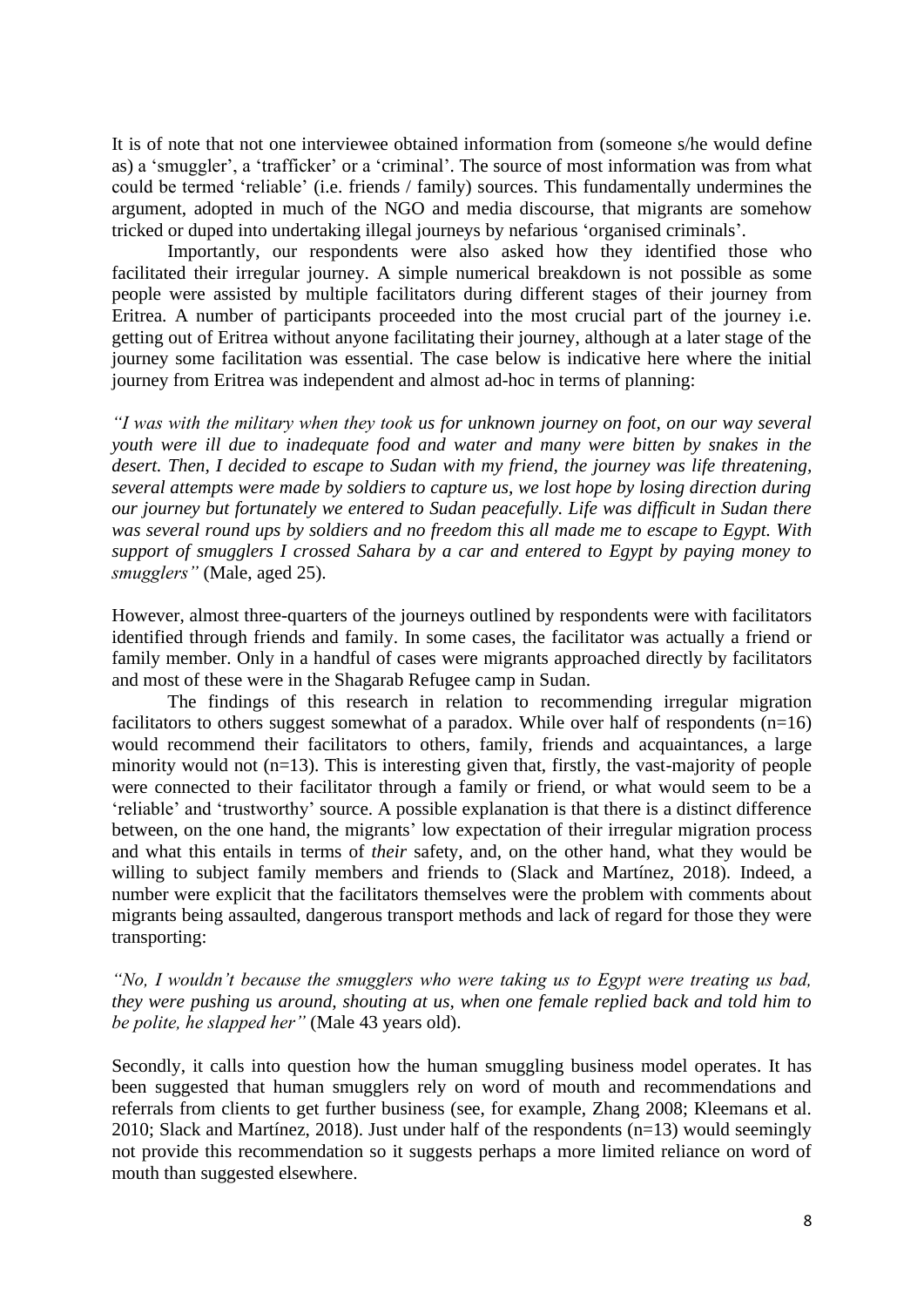It is of note that not one interviewee obtained information from (someone s/he would define as) a 'smuggler', a 'trafficker' or a 'criminal'. The source of most information was from what could be termed 'reliable' (i.e. friends / family) sources. This fundamentally undermines the argument, adopted in much of the NGO and media discourse, that migrants are somehow tricked or duped into undertaking illegal journeys by nefarious 'organised criminals'.

Importantly, our respondents were also asked how they identified those who facilitated their irregular journey. A simple numerical breakdown is not possible as some people were assisted by multiple facilitators during different stages of their journey from Eritrea. A number of participants proceeded into the most crucial part of the journey i.e. getting out of Eritrea without anyone facilitating their journey, although at a later stage of the journey some facilitation was essential. The case below is indicative here where the initial journey from Eritrea was independent and almost ad-hoc in terms of planning:

*"I was with the military when they took us for unknown journey on foot, on our way several youth were ill due to inadequate food and water and many were bitten by snakes in the desert. Then, I decided to escape to Sudan with my friend, the journey was life threatening, several attempts were made by soldiers to capture us, we lost hope by losing direction during our journey but fortunately we entered to Sudan peacefully. Life was difficult in Sudan there was several round ups by soldiers and no freedom this all made me to escape to Egypt. With support of smugglers I crossed Sahara by a car and entered to Egypt by paying money to smugglers"* (Male, aged 25).

However, almost three-quarters of the journeys outlined by respondents were with facilitators identified through friends and family. In some cases, the facilitator was actually a friend or family member. Only in a handful of cases were migrants approached directly by facilitators and most of these were in the Shagarab Refugee camp in Sudan.

The findings of this research in relation to recommending irregular migration facilitators to others suggest somewhat of a paradox. While over half of respondents (n=16) would recommend their facilitators to others, family, friends and acquaintances, a large minority would not (n=13). This is interesting given that, firstly, the vast-majority of people were connected to their facilitator through a family or friend, or what would seem to be a 'reliable' and 'trustworthy' source. A possible explanation is that there is a distinct difference between, on the one hand, the migrants' low expectation of their irregular migration process and what this entails in terms of *their* safety, and, on the other hand, what they would be willing to subject family members and friends to (Slack and Martínez, 2018). Indeed, a number were explicit that the facilitators themselves were the problem with comments about migrants being assaulted, dangerous transport methods and lack of regard for those they were transporting:

*"No, I wouldn't because the smugglers who were taking us to Egypt were treating us bad, they were pushing us around, shouting at us, when one female replied back and told him to be polite, he slapped her"* (Male 43 years old).

Secondly, it calls into question how the human smuggling business model operates. It has been suggested that human smugglers rely on word of mouth and recommendations and referrals from clients to get further business (see, for example, Zhang 2008; Kleemans et al. 2010; Slack and Martínez, 2018). Just under half of the respondents (n=13) would seemingly not provide this recommendation so it suggests perhaps a more limited reliance on word of mouth than suggested elsewhere.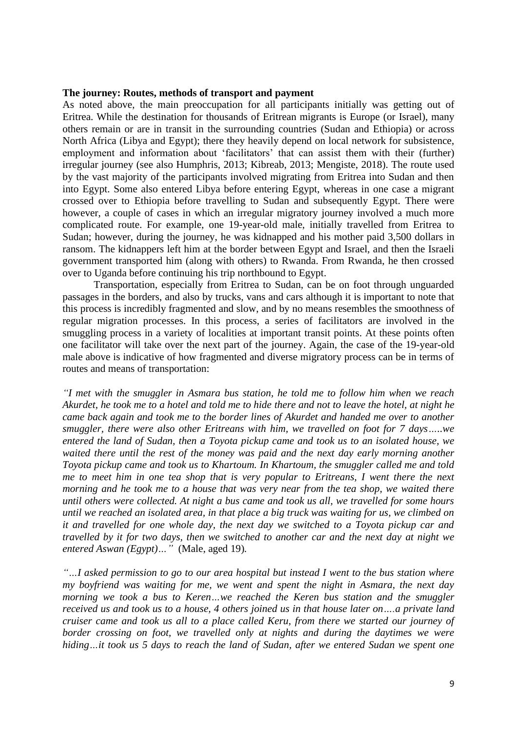**The journey: Routes, methods of transport and payment**

As noted above, the main preoccupation for all participants initially was getting out of Eritrea. While the destination for thousands of Eritrean migrants is Europe (or Israel), many others remain or are in transit in the surrounding countries (Sudan and Ethiopia) or across North Africa (Libya and Egypt); there they heavily depend on local network for subsistence, employment and information about 'facilitators' that can assist them with their (further) irregular journey (see also Humphris, 2013; Kibreab, 2013; Mengiste, 2018). The route used by the vast majority of the participants involved migrating from Eritrea into Sudan and then into Egypt. Some also entered Libya before entering Egypt, whereas in one case a migrant crossed over to Ethiopia before travelling to Sudan and subsequently Egypt. There were however, a couple of cases in which an irregular migratory journey involved a much more complicated route. For example, one 19-year-old male, initially travelled from Eritrea to Sudan; however, during the journey, he was kidnapped and his mother paid 3,500 dollars in ransom. The kidnappers left him at the border between Egypt and Israel, and then the Israeli government transported him (along with others) to Rwanda. From Rwanda, he then crossed over to Uganda before continuing his trip northbound to Egypt.

Transportation, especially from Eritrea to Sudan, can be on foot through unguarded passages in the borders, and also by trucks, vans and cars although it is important to note that this process is incredibly fragmented and slow, and by no means resembles the smoothness of regular migration processes. In this process, a series of facilitators are involved in the smuggling process in a variety of localities at important transit points. At these points often one facilitator will take over the next part of the journey. Again, the case of the 19-year-old male above is indicative of how fragmented and diverse migratory process can be in terms of routes and means of transportation:

*"I met with the smuggler in Asmara bus station, he told me to follow him when we reach Akurdet, he took me to a hotel and told me to hide there and not to leave the hotel, at night he came back again and took me to the border lines of Akurdet and handed me over to another smuggler, there were also other Eritreans with him, we travelled on foot for 7 days…..we entered the land of Sudan, then a Toyota pickup came and took us to an isolated house, we waited there until the rest of the money was paid and the next day early morning another Toyota pickup came and took us to Khartoum. In Khartoum, the smuggler called me and told me to meet him in one tea shop that is very popular to Eritreans, I went there the next morning and he took me to a house that was very near from the tea shop, we waited there until others were collected. At night a bus came and took us all, we travelled for some hours until we reached an isolated area, in that place a big truck was waiting for us, we climbed on it and travelled for one whole day, the next day we switched to a Toyota pickup car and travelled by it for two days, then we switched to another car and the next day at night we entered Aswan (Egypt)…"* (Male, aged 19).

*"…I asked permission to go to our area hospital but instead I went to the bus station where my boyfriend was waiting for me, we went and spent the night in Asmara, the next day morning we took a bus to Keren…we reached the Keren bus station and the smuggler received us and took us to a house, 4 others joined us in that house later on….a private land cruiser came and took us all to a place called Keru, from there we started our journey of border crossing on foot, we travelled only at nights and during the daytimes we were hiding…it took us 5 days to reach the land of Sudan, after we entered Sudan we spent one*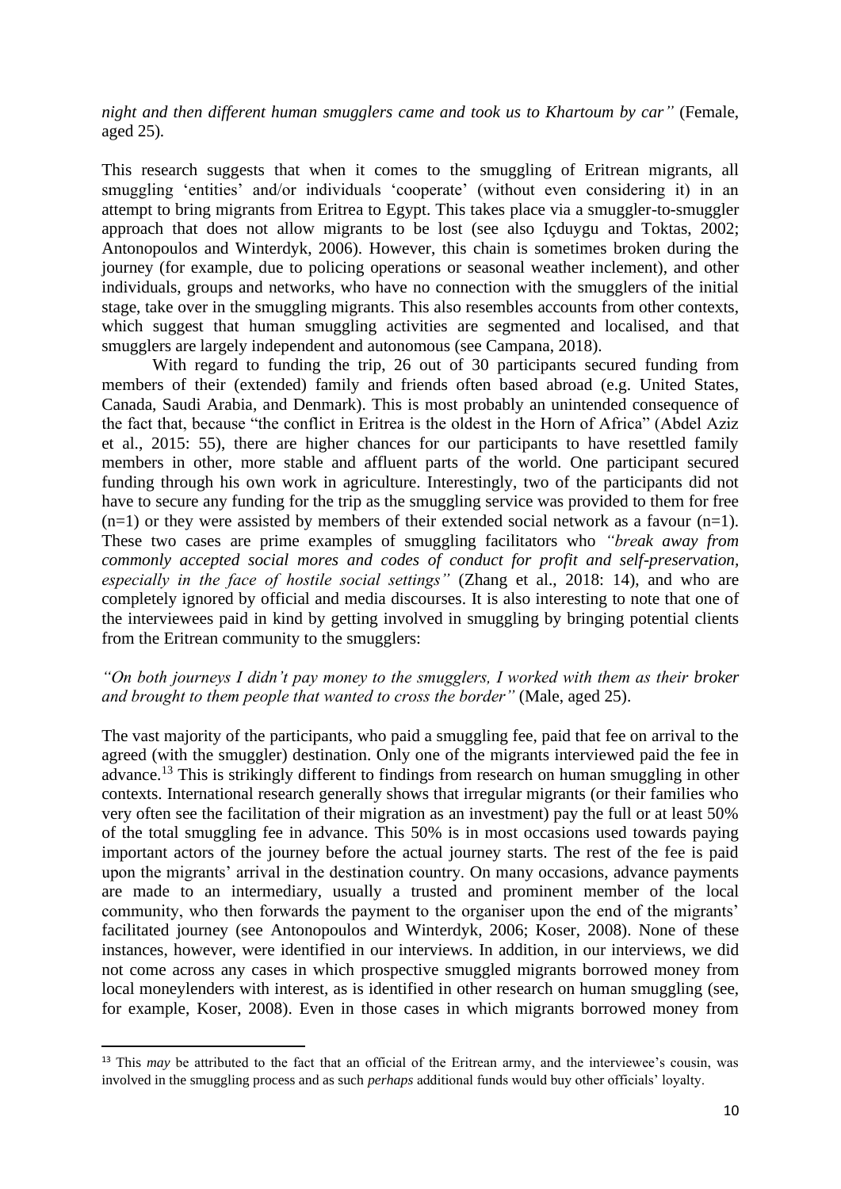*night and then different human smugglers came and took us to Khartoum by car"* (Female, aged 25).

This research suggests that when it comes to the smuggling of Eritrean migrants, all smuggling 'entities' and/or individuals 'cooperate' (without even considering it) in an attempt to bring migrants from Eritrea to Egypt. This takes place via a smuggler-to-smuggler approach that does not allow migrants to be lost (see also Içduygu and Toktas, 2002; Antonopoulos and Winterdyk, 2006). However, this chain is sometimes broken during the journey (for example, due to policing operations or seasonal weather inclement), and other individuals, groups and networks, who have no connection with the smugglers of the initial stage, take over in the smuggling migrants. This also resembles accounts from other contexts, which suggest that human smuggling activities are segmented and localised, and that smugglers are largely independent and autonomous (see Campana, 2018).

With regard to funding the trip, 26 out of 30 participants secured funding from members of their (extended) family and friends often based abroad (e.g. United States, Canada, Saudi Arabia, and Denmark). This is most probably an unintended consequence of the fact that, because "the conflict in Eritrea is the oldest in the Horn of Africa" (Abdel Aziz et al., 2015: 55), there are higher chances for our participants to have resettled family members in other, more stable and affluent parts of the world. One participant secured funding through his own work in agriculture. Interestingly, two of the participants did not have to secure any funding for the trip as the smuggling service was provided to them for free (n=1) or they were assisted by members of their extended social network as a favour (n=1). These two cases are prime examples of smuggling facilitators who *"break away from commonly accepted social mores and codes of conduct for profit and self-preservation, especially in the face of hostile social settings"* (Zhang et al., 2018: 14), and who are completely ignored by official and media discourses. It is also interesting to note that one of the interviewees paid in kind by getting involved in smuggling by bringing potential clients from the Eritrean community to the smugglers:

*"On both journeys I didn't pay money to the smugglers, I worked with them as their broker and brought to them people that wanted to cross the border"* (Male, aged 25).

The vast majority of the participants, who paid a smuggling fee, paid that fee on arrival to the agreed (with the smuggler) destination. Only one of the migrants interviewed paid the fee in advance.[13] This is strikingly different to findings from research on human smuggling in other contexts. International research generally shows that irregular migrants (or their families who very often see the facilitation of their migration as an investment) pay the full or at least 50% of the total smuggling fee in advance. This 50% is in most occasions used towards paying important actors of the journey before the actual journey starts. The rest of the fee is paid upon the migrants' arrival in the destination country. On many occasions, advance payments are made to an intermediary, usually a trusted and prominent member of the local community, who then forwards the payment to the organiser upon the end of the migrants' facilitated journey (see Antonopoulos and Winterdyk, 2006; Koser, 2008). None of these instances, however, were identified in our interviews. In addition, in our interviews, we did not come across any cases in which prospective smuggled migrants borrowed money from local moneylenders with interest, as is identified in other research on human smuggling (see, for example, Koser, 2008). Even in those cases in which migrants borrowed money from

[13] This *may* be attributed to the fact that an official of the Eritrean army, and the interviewee's cousin, was involved in the smuggling process and as such *perhaps* additional funds would buy other officials' loyalty.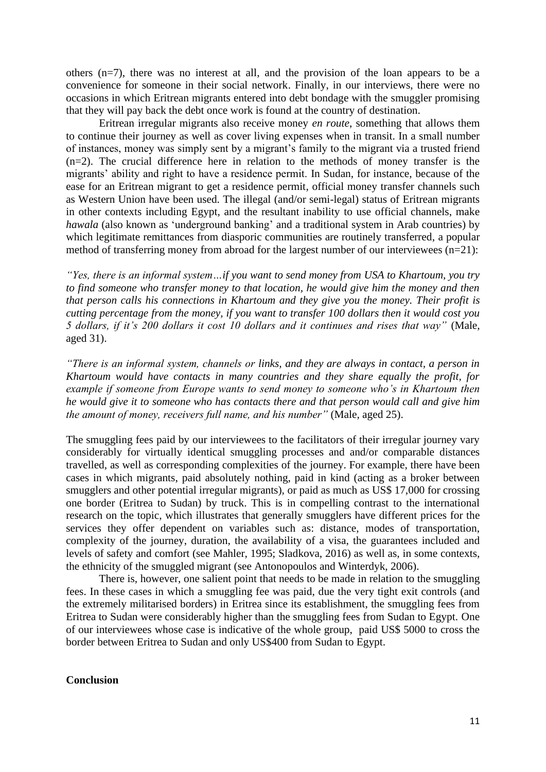others (n=7), there was no interest at all, and the provision of the loan appears to be a convenience for someone in their social network. Finally, in our interviews, there were no occasions in which Eritrean migrants entered into debt bondage with the smuggler promising that they will pay back the debt once work is found at the country of destination.

Eritrean irregular migrants also receive money *en route*, something that allows them to continue their journey as well as cover living expenses when in transit. In a small number of instances, money was simply sent by a migrant's family to the migrant via a trusted friend (n=2). The crucial difference here in relation to the methods of money transfer is the migrants' ability and right to have a residence permit. In Sudan, for instance, because of the ease for an Eritrean migrant to get a residence permit, official money transfer channels such as Western Union have been used. The illegal (and/or semi-legal) status of Eritrean migrants in other contexts including Egypt, and the resultant inability to use official channels, make *hawala* (also known as 'underground banking' and a traditional system in Arab countries) by which legitimate remittances from diasporic communities are routinely transferred, a popular method of transferring money from abroad for the largest number of our interviewees (n=21):

*"Yes, there is an informal system…if you want to send money from USA to Khartoum, you try to find someone who transfer money to that location, he would give him the money and then that person calls his connections in Khartoum and they give you the money. Their profit is cutting percentage from the money, if you want to transfer 100 dollars then it would cost you 5 dollars, if it's 200 dollars it cost 10 dollars and it continues and rises that way"* (Male, aged 31).

*"There is an informal system, channels or links, and they are always in contact, a person in Khartoum would have contacts in many countries and they share equally the profit, for example if someone from Europe wants to send money to someone who's in Khartoum then he would give it to someone who has contacts there and that person would call and give him the amount of money, receivers full name, and his number"* (Male, aged 25).

The smuggling fees paid by our interviewees to the facilitators of their irregular journey vary considerably for virtually identical smuggling processes and and/or comparable distances travelled, as well as corresponding complexities of the journey. For example, there have been cases in which migrants, paid absolutely nothing, paid in kind (acting as a broker between smugglers and other potential irregular migrants), or paid as much as US$ 17,000 for crossing one border (Eritrea to Sudan) by truck. This is in compelling contrast to the international research on the topic, which illustrates that generally smugglers have different prices for the services they offer dependent on variables such as: distance, modes of transportation, complexity of the journey, duration, the availability of a visa, the guarantees included and levels of safety and comfort (see Mahler, 1995; Sladkova, 2016) as well as, in some contexts, the ethnicity of the smuggled migrant (see Antonopoulos and Winterdyk, 2006).

There is, however, one salient point that needs to be made in relation to the smuggling fees. In these cases in which a smuggling fee was paid, due the very tight exit controls (and the extremely militarised borders) in Eritrea since its establishment, the smuggling fees from Eritrea to Sudan were considerably higher than the smuggling fees from Sudan to Egypt. One of our interviewees whose case is indicative of the whole group, paid US$ 5000 to cross the border between Eritrea to Sudan and only US$400 from Sudan to Egypt.

## Conclusion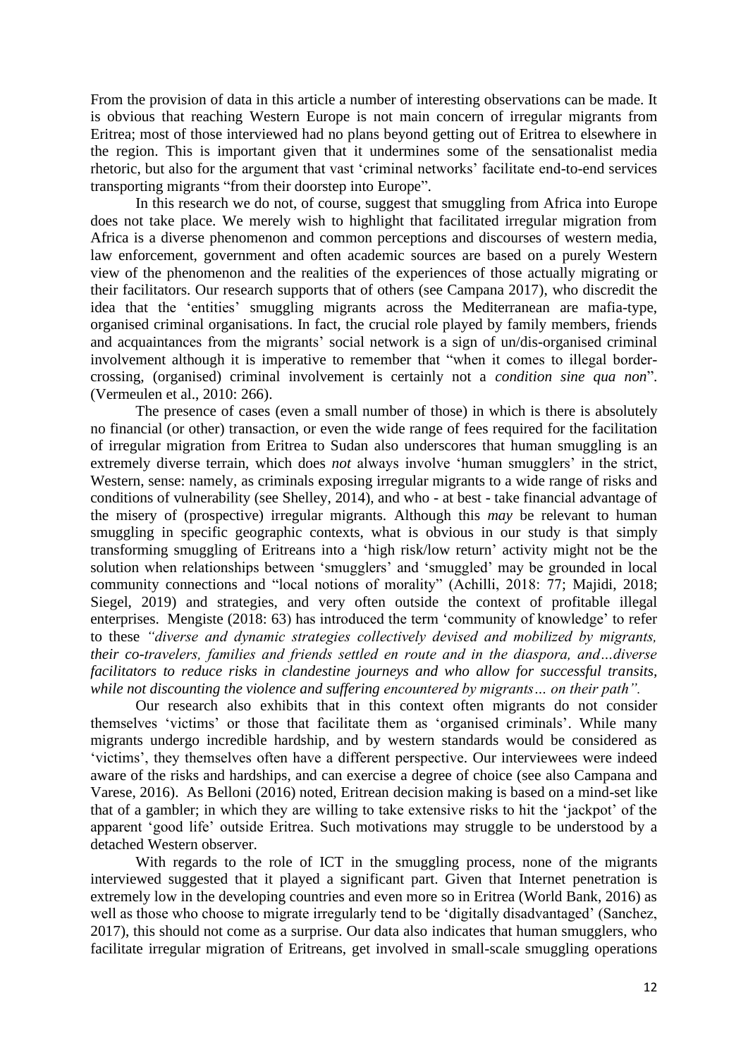From the provision of data in this article a number of interesting observations can be made. It is obvious that reaching Western Europe is not main concern of irregular migrants from Eritrea; most of those interviewed had no plans beyond getting out of Eritrea to elsewhere in the region. This is important given that it undermines some of the sensationalist media rhetoric, but also for the argument that vast 'criminal networks' facilitate end-to-end services transporting migrants "from their doorstep into Europe".

In this research we do not, of course, suggest that smuggling from Africa into Europe does not take place. We merely wish to highlight that facilitated irregular migration from Africa is a diverse phenomenon and common perceptions and discourses of western media, law enforcement, government and often academic sources are based on a purely Western view of the phenomenon and the realities of the experiences of those actually migrating or their facilitators. Our research supports that of others (see Campana 2017), who discredit the idea that the 'entities' smuggling migrants across the Mediterranean are mafia-type, organised criminal organisations. In fact, the crucial role played by family members, friends and acquaintances from the migrants' social network is a sign of un/dis-organised criminal involvement although it is imperative to remember that "when it comes to illegal border-crossing, (organised) criminal involvement is certainly not a *condition sine qua non*". (Vermeulen et al., 2010: 266).

The presence of cases (even a small number of those) in which is there is absolutely no financial (or other) transaction, or even the wide range of fees required for the facilitation of irregular migration from Eritrea to Sudan also underscores that human smuggling is an extremely diverse terrain, which does *not* always involve 'human smugglers' in the strict, Western, sense: namely, as criminals exposing irregular migrants to a wide range of risks and conditions of vulnerability (see Shelley, 2014), and who - at best - take financial advantage of the misery of (prospective) irregular migrants. Although this *may* be relevant to human smuggling in specific geographic contexts, what is obvious in our study is that simply transforming smuggling of Eritreans into a 'high risk/low return' activity might not be the solution when relationships between 'smugglers' and 'smuggled' may be grounded in local community connections and "local notions of morality" (Achilli, 2018: 77; Majidi, 2018; Siegel, 2019) and strategies, and very often outside the context of profitable illegal enterprises. Mengiste (2018: 63) has introduced the term 'community of knowledge' to refer to these *"diverse and dynamic strategies collectively devised and mobilized by migrants, their co-travelers, families and friends settled en route and in the diaspora, and…diverse facilitators to reduce risks in clandestine journeys and who allow for successful transits, while not discounting the violence and suffering encountered by migrants… on their path".*

Our research also exhibits that in this context often migrants do not consider themselves 'victims' or those that facilitate them as 'organised criminals'. While many migrants undergo incredible hardship, and by western standards would be considered as 'victims', they themselves often have a different perspective. Our interviewees were indeed aware of the risks and hardships, and can exercise a degree of choice (see also Campana and Varese, 2016). As Belloni (2016) noted, Eritrean decision making is based on a mind-set like that of a gambler; in which they are willing to take extensive risks to hit the 'jackpot' of the apparent 'good life' outside Eritrea. Such motivations may struggle to be understood by a detached Western observer.

With regards to the role of ICT in the smuggling process, none of the migrants interviewed suggested that it played a significant part. Given that Internet penetration is extremely low in the developing countries and even more so in Eritrea (World Bank, 2016) as well as those who choose to migrate irregularly tend to be 'digitally disadvantaged' (Sanchez, 2017), this should not come as a surprise. Our data also indicates that human smugglers, who facilitate irregular migration of Eritreans, get involved in small-scale smuggling operations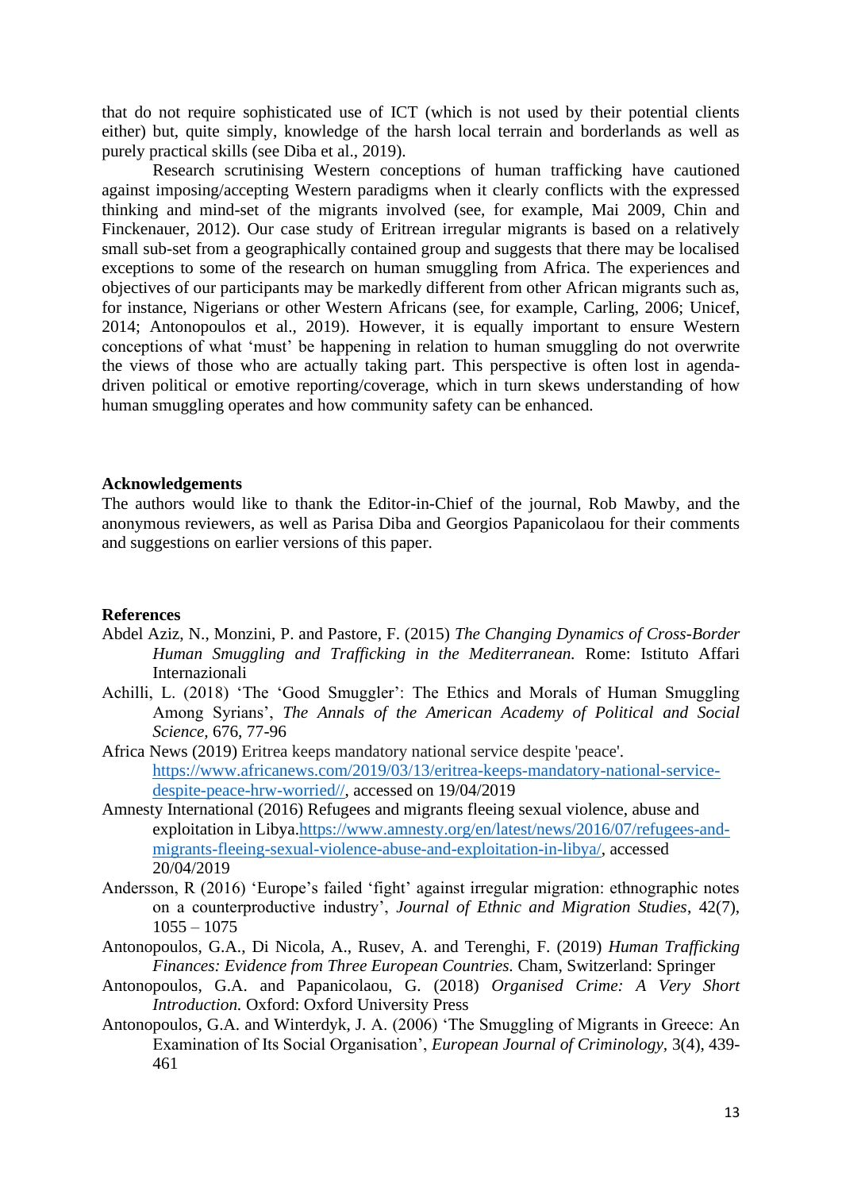that do not require sophisticated use of ICT (which is not used by their potential clients either) but, quite simply, knowledge of the harsh local terrain and borderlands as well as purely practical skills (see Diba et al., 2019).

Research scrutinising Western conceptions of human trafficking have cautioned against imposing/accepting Western paradigms when it clearly conflicts with the expressed thinking and mind-set of the migrants involved (see, for example, Mai 2009, Chin and Finckenauer, 2012). Our case study of Eritrean irregular migrants is based on a relatively small sub-set from a geographically contained group and suggests that there may be localised exceptions to some of the research on human smuggling from Africa. The experiences and objectives of our participants may be markedly different from other African migrants such as, for instance, Nigerians or other Western Africans (see, for example, Carling, 2006; Unicef, 2014; Antonopoulos et al., 2019). However, it is equally important to ensure Western conceptions of what 'must' be happening in relation to human smuggling do not overwrite the views of those who are actually taking part. This perspective is often lost in agenda-driven political or emotive reporting/coverage, which in turn skews understanding of how human smuggling operates and how community safety can be enhanced.

## Acknowledgements

The authors would like to thank the Editor-in-Chief of the journal, Rob Mawby, and the anonymous reviewers, as well as Parisa Diba and Georgios Papanicolaou for their comments and suggestions on earlier versions of this paper.

## References

Abdel Aziz, N., Monzini, P. and Pastore, F. (2015) *The Changing Dynamics of Cross-Border Human Smuggling and Trafficking in the Mediterranean.* Rome: Istituto Affari Internazionali

Achilli, L. (2018) 'The 'Good Smuggler': The Ethics and Morals of Human Smuggling Among Syrians', *The Annals of the American Academy of Political and Social Science,* 676, 77-96

Africa News (2019) Eritrea keeps mandatory national service despite 'peace'. https://www.africanews.com/2019/03/13/eritrea-keeps-mandatory-national-service-despite-peace-hrw-worried//, accessed on 19/04/2019

Amnesty International (2016) Refugees and migrants fleeing sexual violence, abuse and exploitation in Libya.https://www.amnesty.org/en/latest/news/2016/07/refugees-and-migrants-fleeing-sexual-violence-abuse-and-exploitation-in-libya/, accessed 20/04/2019

Andersson, R (2016) 'Europe's failed 'fight' against irregular migration: ethnographic notes on a counterproductive industry', *Journal of Ethnic and Migration Studies*, 42(7), 1055 – 1075

Antonopoulos, G.A., Di Nicola, A., Rusev, A. and Terenghi, F. (2019) *Human Trafficking Finances: Evidence from Three European Countries.* Cham, Switzerland: Springer

Antonopoulos, G.A. and Papanicolaou, G. (2018) *Organised Crime: A Very Short Introduction.* Oxford: Oxford University Press

Antonopoulos, G.A. and Winterdyk, J. A. (2006) 'The Smuggling of Migrants in Greece: An Examination of Its Social Organisation', *European Journal of Criminology*, 3(4), 439-461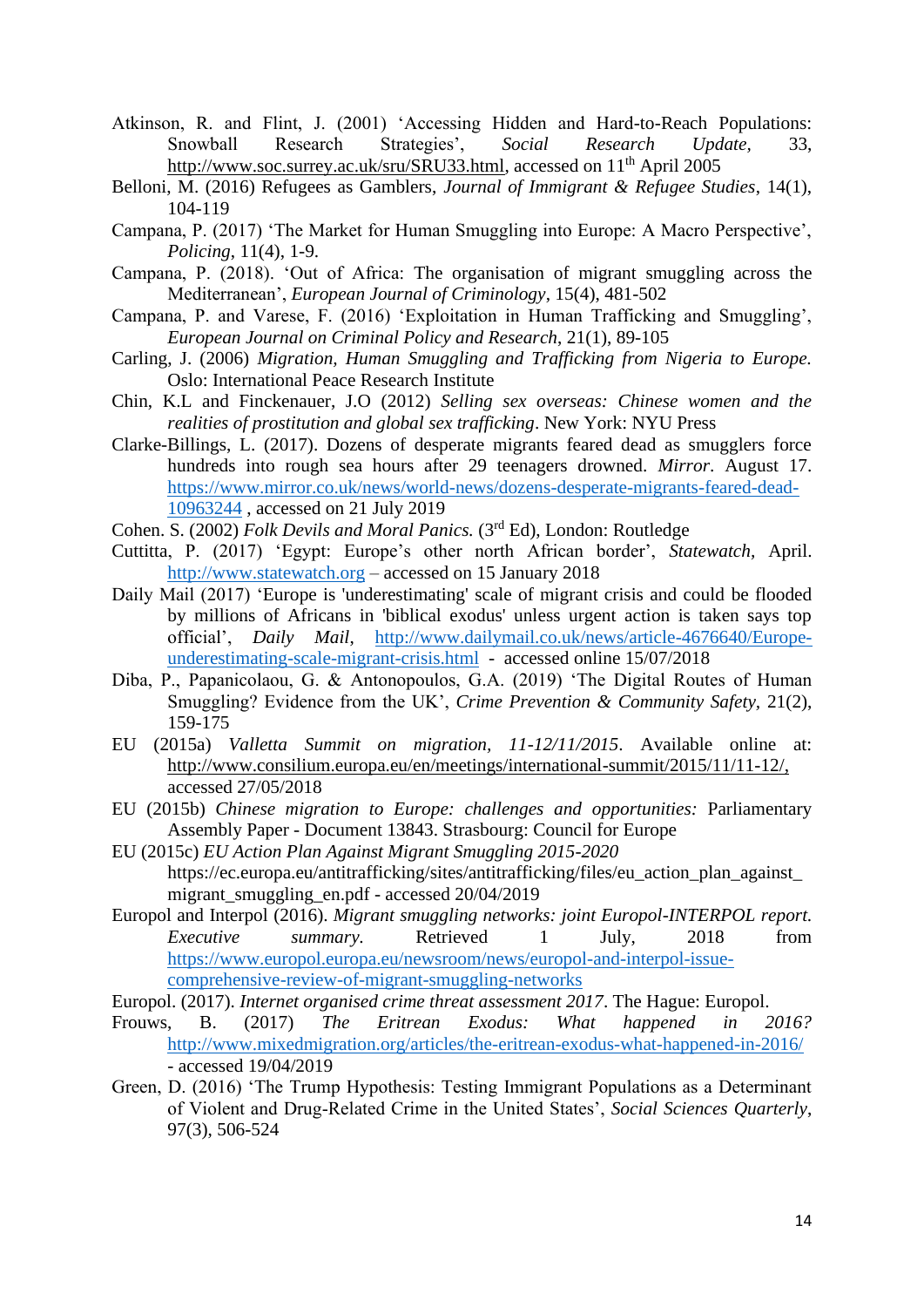Atkinson, R. and Flint, J. (2001) 'Accessing Hidden and Hard-to-Reach Populations: Snowball Research Strategies', *Social Research Update*, 33, http://www.soc.surrey.ac.uk/sru/SRU33.html, accessed on 11th April 2005

Belloni, M. (2016) Refugees as Gamblers, *Journal of Immigrant & Refugee Studies*, 14(1), 104-119

Campana, P. (2017) 'The Market for Human Smuggling into Europe: A Macro Perspective', *Policing*, 11(4), 1-9.

Campana, P. (2018). 'Out of Africa: The organisation of migrant smuggling across the Mediterranean', *European Journal of Criminology*, 15(4), 481-502

Campana, P. and Varese, F. (2016) 'Exploitation in Human Trafficking and Smuggling', *European Journal on Criminal Policy and Research*, 21(1), 89-105

Carling, J. (2006) *Migration, Human Smuggling and Trafficking from Nigeria to Europe.* Oslo: International Peace Research Institute

Chin, K.L and Finckenauer, J.O (2012) *Selling sex overseas: Chinese women and the realities of prostitution and global sex trafficking*. New York: NYU Press

Clarke-Billings, L. (2017). Dozens of desperate migrants feared dead as smugglers force hundreds into rough sea hours after 29 teenagers drowned. *Mirror*. August 17. https://www.mirror.co.uk/news/world-news/dozens-desperate-migrants-feared-dead-10963244 , accessed on 21 July 2019

Cohen. S. (2002) *Folk Devils and Moral Panics.* (3rd Ed), London: Routledge

Cuttitta, P. (2017) 'Egypt: Europe's other north African border', *Statewatch,* April. http://www.statewatch.org – accessed on 15 January 2018

Daily Mail (2017) 'Europe is 'underestimating' scale of migrant crisis and could be flooded by millions of Africans in 'biblical exodus' unless urgent action is taken says top official', *Daily Mail*, http://www.dailymail.co.uk/news/article-4676640/Europe-underestimating-scale-migrant-crisis.html - accessed online 15/07/2018

Diba, P., Papanicolaou, G. & Antonopoulos, G.A. (2019) 'The Digital Routes of Human Smuggling? Evidence from the UK', *Crime Prevention & Community Safety,* 21(2), 159-175

EU (2015a) *Valletta Summit on migration, 11-12/11/2015*. Available online at: http://www.consilium.europa.eu/en/meetings/international-summit/2015/11/11-12/, accessed 27/05/2018

EU (2015b) *Chinese migration to Europe: challenges and opportunities:* Parliamentary Assembly Paper - Document 13843. Strasbourg: Council for Europe

EU (2015c) *EU Action Plan Against Migrant Smuggling 2015-2020* https://ec.europa.eu/antitrafficking/sites/antitrafficking/files/eu_action_plan_against_migrant_smuggling_en.pdf - accessed 20/04/2019

Europol and Interpol (2016). *Migrant smuggling networks: joint Europol-INTERPOL report. Executive summary.* Retrieved 1 July, 2018 from https://www.europol.europa.eu/newsroom/news/europol-and-interpol-issue-comprehensive-review-of-migrant-smuggling-networks

Europol. (2017). *Internet organised crime threat assessment 2017*. The Hague: Europol.

Frouws, B. (2017) *The Eritrean Exodus: What happened in 2016?* http://www.mixedmigration.org/articles/the-eritrean-exodus-what-happened-in-2016/ - accessed 19/04/2019

Green, D. (2016) 'The Trump Hypothesis: Testing Immigrant Populations as a Determinant of Violent and Drug-Related Crime in the United States', *Social Sciences Quarterly*, 97(3), 506-524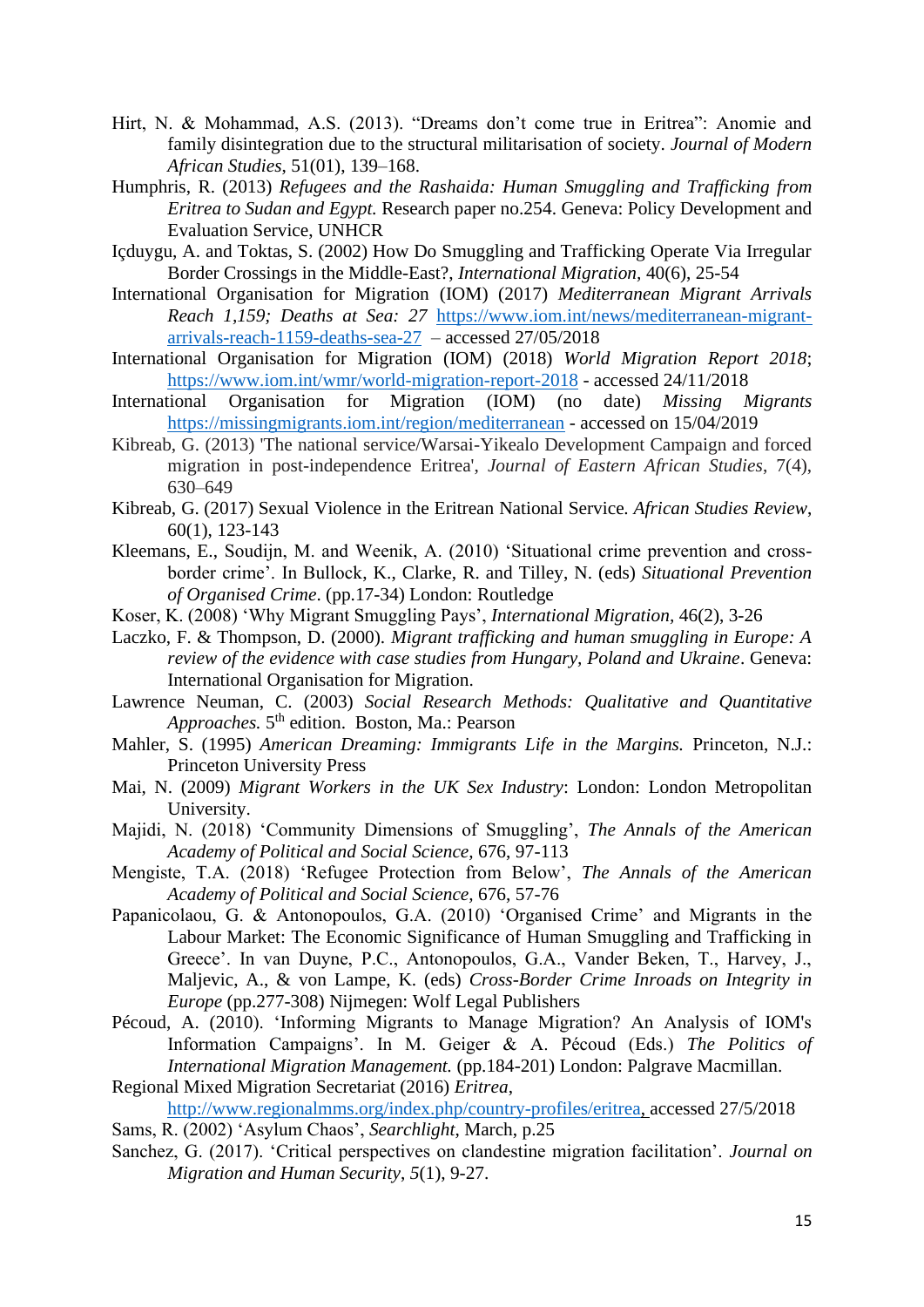Hirt, N. & Mohammad, A.S. (2013). "Dreams don't come true in Eritrea": Anomie and family disintegration due to the structural militarisation of society. *Journal of Modern African Studies*, 51(01), 139–168.

Humphris, R. (2013) *Refugees and the Rashaida: Human Smuggling and Trafficking from Eritrea to Sudan and Egypt.* Research paper no.254. Geneva: Policy Development and Evaluation Service, UNHCR

Içduygu, A. and Toktas, S. (2002) How Do Smuggling and Trafficking Operate Via Irregular Border Crossings in the Middle-East?, *International Migration*, 40(6), 25-54

International Organisation for Migration (IOM) (2017) *Mediterranean Migrant Arrivals Reach 1,159; Deaths at Sea: 27* https://www.iom.int/news/mediterranean-migrant-arrivals-reach-1159-deaths-sea-27 – accessed 27/05/2018

International Organisation for Migration (IOM) (2018) *World Migration Report 2018*; https://www.iom.int/wmr/world-migration-report-2018 - accessed 24/11/2018

International Organisation for Migration (IOM) (no date) *Missing Migrants* https://missingmigrants.iom.int/region/mediterranean - accessed on 15/04/2019

Kibreab, G. (2013) 'The national service/Warsai-Yikealo Development Campaign and forced migration in post-independence Eritrea', *Journal of Eastern African Studies*, 7(4), 630–649

Kibreab, G. (2017) Sexual Violence in the Eritrean National Service. *African Studies Review*, 60(1), 123-143

Kleemans, E., Soudijn, M. and Weenik, A. (2010) 'Situational crime prevention and cross-border crime'. In Bullock, K., Clarke, R. and Tilley, N. (eds) *Situational Prevention of Organised Crime*. (pp.17-34) London: Routledge

Koser, K. (2008) 'Why Migrant Smuggling Pays', *International Migration*, 46(2), 3-26

Laczko, F. & Thompson, D. (2000). *Migrant trafficking and human smuggling in Europe: A review of the evidence with case studies from Hungary, Poland and Ukraine*. Geneva: International Organisation for Migration.

Lawrence Neuman, C. (2003) *Social Research Methods: Qualitative and Quantitative Approaches.* 5th edition. Boston, Ma.: Pearson

Mahler, S. (1995) *American Dreaming: Immigrants Life in the Margins.* Princeton, N.J.: Princeton University Press

Mai, N. (2009) *Migrant Workers in the UK Sex Industry*: London: London Metropolitan University.

Majidi, N. (2018) 'Community Dimensions of Smuggling', *The Annals of the American Academy of Political and Social Science,* 676, 97-113

Mengiste, T.A. (2018) 'Refugee Protection from Below', *The Annals of the American Academy of Political and Social Science,* 676, 57-76

Papanicolaou, G. & Antonopoulos, G.A. (2010) 'Organised Crime' and Migrants in the Labour Market: The Economic Significance of Human Smuggling and Trafficking in Greece'. In van Duyne, P.C., Antonopoulos, G.A., Vander Beken, T., Harvey, J., Maljevic, A., & von Lampe, K. (eds) *Cross-Border Crime Inroads on Integrity in Europe* (pp.277-308) Nijmegen: Wolf Legal Publishers

Pécoud, A. (2010). 'Informing Migrants to Manage Migration? An Analysis of IOM's Information Campaigns'. In M. Geiger & A. Pécoud (Eds.) *The Politics of International Migration Management.* (pp.184-201) London: Palgrave Macmillan.

Regional Mixed Migration Secretariat (2016) *Eritrea*, http://www.regionalmms.org/index.php/country-profiles/eritrea, accessed 27/5/2018

Sams, R. (2002) 'Asylum Chaos', *Searchlight*, March, p.25

Sanchez, G. (2017). 'Critical perspectives on clandestine migration facilitation'. *Journal on Migration and Human Security*, *5*(1), 9-27.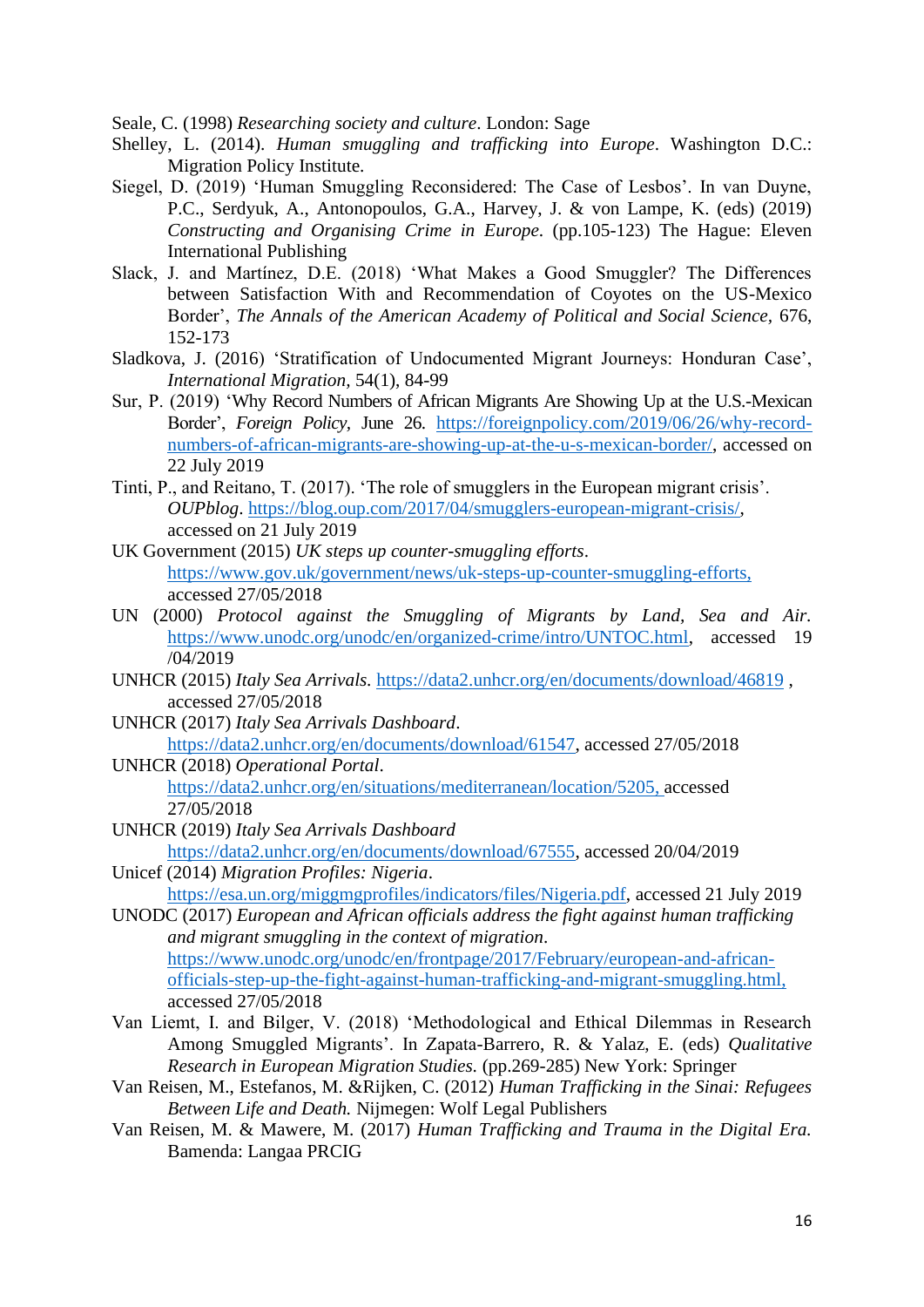Seale, C. (1998) *Researching society and culture*. London: Sage

Shelley, L. (2014). *Human smuggling and trafficking into Europe*. Washington D.C.: Migration Policy Institute.

Siegel, D. (2019) 'Human Smuggling Reconsidered: The Case of Lesbos'. In van Duyne, P.C., Serdyuk, A., Antonopoulos, G.A., Harvey, J. & von Lampe, K. (eds) (2019) *Constructing and Organising Crime in Europe*. (pp.105-123) The Hague: Eleven International Publishing

Slack, J. and Martínez, D.E. (2018) 'What Makes a Good Smuggler? The Differences between Satisfaction With and Recommendation of Coyotes on the US-Mexico Border', *The Annals of the American Academy of Political and Social Science*, 676, 152-173

Sladkova, J. (2016) 'Stratification of Undocumented Migrant Journeys: Honduran Case', *International Migration,* 54(1), 84-99

Sur, P. (2019) 'Why Record Numbers of African Migrants Are Showing Up at the U.S.-Mexican Border', *Foreign Policy,* June 26. https://foreignpolicy.com/2019/06/26/why-record-numbers-of-african-migrants-are-showing-up-at-the-u-s-mexican-border/, accessed on 22 July 2019

Tinti, P., and Reitano, T. (2017). 'The role of smugglers in the European migrant crisis'. *OUPblog*. https://blog.oup.com/2017/04/smugglers-european-migrant-crisis/, accessed on 21 July 2019

UK Government (2015) *UK steps up counter-smuggling efforts*. https://www.gov.uk/government/news/uk-steps-up-counter-smuggling-efforts, accessed 27/05/2018

UN (2000) *Protocol against the Smuggling of Migrants by Land, Sea and Air*. https://www.unodc.org/unodc/en/organized-crime/intro/UNTOC.html, accessed 19 /04/2019

UNHCR (2015) *Italy Sea Arrivals*. https://data2.unhcr.org/en/documents/download/46819 , accessed 27/05/2018

UNHCR (2017) *Italy Sea Arrivals Dashboard*. https://data2.unhcr.org/en/documents/download/61547, accessed 27/05/2018

UNHCR (2018) *Operational Portal*. https://data2.unhcr.org/en/situations/mediterranean/location/5205, accessed 27/05/2018

UNHCR (2019) *Italy Sea Arrivals Dashboard* https://data2.unhcr.org/en/documents/download/67555, accessed 20/04/2019

Unicef (2014) *Migration Profiles: Nigeria*. https://esa.un.org/miggmgprofiles/indicators/files/Nigeria.pdf, accessed 21 July 2019

UNODC (2017) *European and African officials address the fight against human trafficking and migrant smuggling in the context of migration*. https://www.unodc.org/unodc/en/frontpage/2017/February/european-and-african-officials-step-up-the-fight-against-human-trafficking-and-migrant-smuggling.html, accessed 27/05/2018

Van Liemt, I. and Bilger, V. (2018) 'Methodological and Ethical Dilemmas in Research Among Smuggled Migrants'. In Zapata-Barrero, R. & Yalaz, E. (eds) *Qualitative Research in European Migration Studies.* (pp.269-285) New York: Springer

Van Reisen, M., Estefanos, M. &Rijken, C. (2012) *Human Trafficking in the Sinai: Refugees Between Life and Death.* Nijmegen: Wolf Legal Publishers

Van Reisen, M. & Mawere, M. (2017) *Human Trafficking and Trauma in the Digital Era.* Bamenda: Langaa PRCIG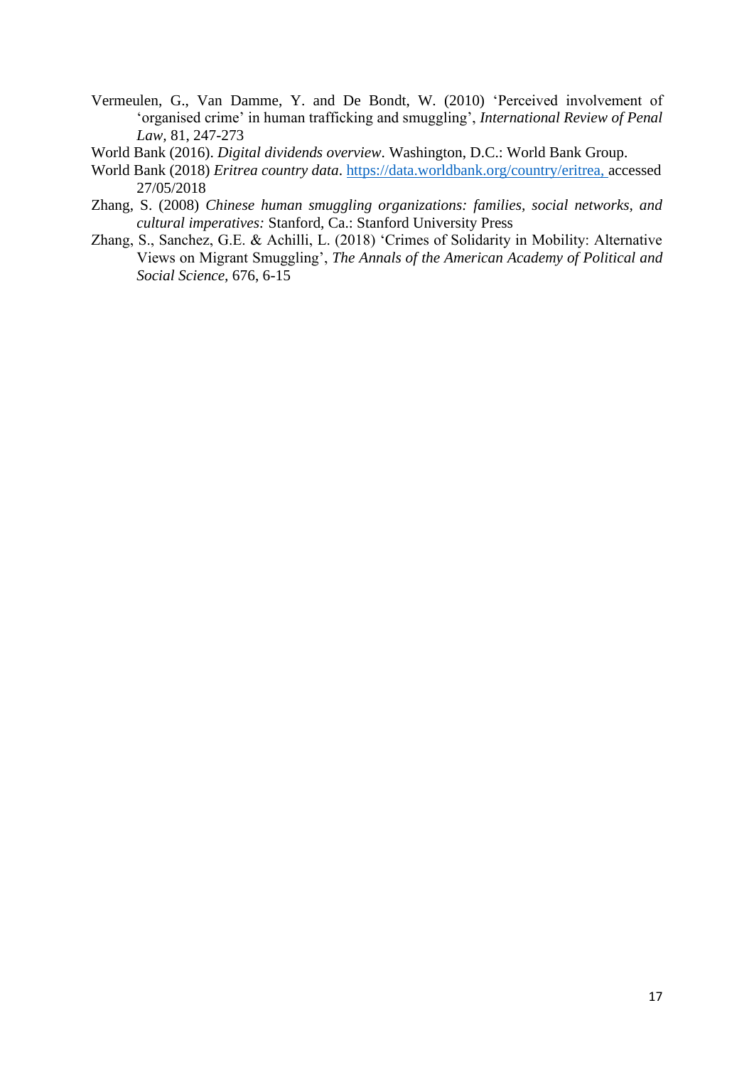Vermeulen, G., Van Damme, Y. and De Bondt, W. (2010) 'Perceived involvement of 'organised crime' in human trafficking and smuggling', *International Review of Penal Law,* 81, 247-273

World Bank (2016). *Digital dividends overview*. Washington, D.C.: World Bank Group.

World Bank (2018) *Eritrea country data*. https://data.worldbank.org/country/eritrea, accessed 27/05/2018

Zhang, S. (2008) *Chinese human smuggling organizations: families, social networks, and cultural imperatives:* Stanford, Ca.: Stanford University Press

Zhang, S., Sanchez, G.E. & Achilli, L. (2018) 'Crimes of Solidarity in Mobility: Alternative Views on Migrant Smuggling', *The Annals of the American Academy of Political and Social Science,* 676, 6-15